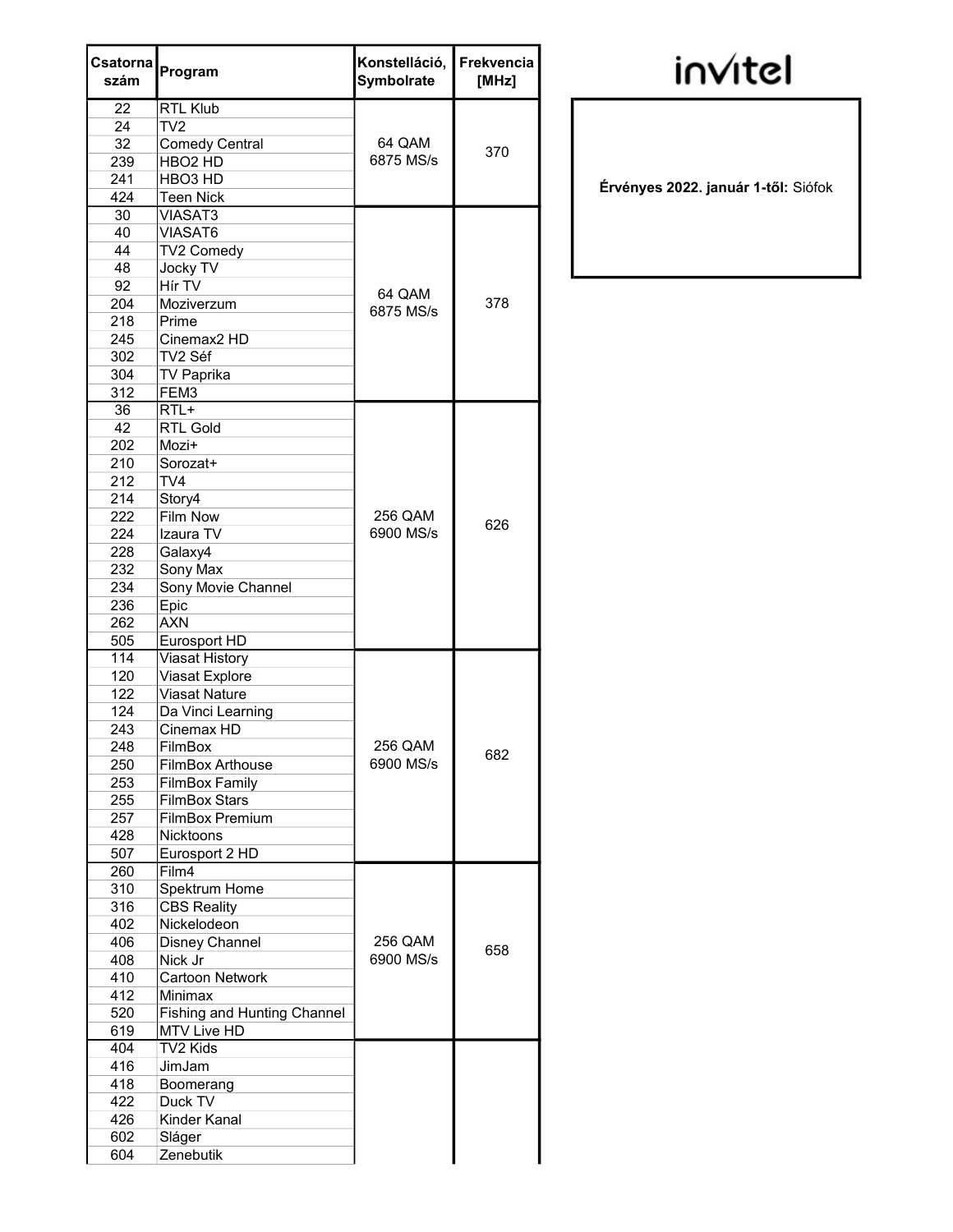invitel

**Érvényes 2022. január 1-től:** Siófok

| Csatorna szám | Program | Konstelláció, Symbolrate | Frekvencia [MHz] |
|---|---|---|---|
| 22 | RTL Klub | 64 QAM 6875 MS/s | 370 |
| 24 | TV2 | | |
| 32 | Comedy Central | | |
| 239 | HBO2 HD | | |
| 241 | HBO3 HD | | |
| 424 | Teen Nick | | |
| 30 | VIASAT3 | 64 QAM 6875 MS/s | 378 |
| 40 | VIASAT6 | | |
| 44 | TV2 Comedy | | |
| 48 | Jocky TV | | |
| 92 | Hír TV | | |
| 204 | Moziverzum | | |
| 218 | Prime | | |
| 245 | Cinemax2 HD | | |
| 302 | TV2 Séf | | |
| 304 | TV Paprika | | |
| 312 | FEM3 | | |
| 36 | RTL+ | 256 QAM 6900 MS/s | 626 |
| 42 | RTL Gold | | |
| 202 | Mozi+ | | |
| 210 | Sorozat+ | | |
| 212 | TV4 | | |
| 214 | Story4 | | |
| 222 | Film Now | | |
| 224 | Izaura TV | | |
| 228 | Galaxy4 | | |
| 232 | Sony Max | | |
| 234 | Sony Movie Channel | | |
| 236 | Epic | | |
| 262 | AXN | | |
| 505 | Eurosport HD | | |
| 114 | Viasat History | 256 QAM 6900 MS/s | 682 |
| 120 | Viasat Explore | | |
| 122 | Viasat Nature | | |
| 124 | Da Vinci Learning | | |
| 243 | Cinemax HD | | |
| 248 | FilmBox | | |
| 250 | FilmBox Arthouse | | |
| 253 | FilmBox Family | | |
| 255 | FilmBox Stars | | |
| 257 | FilmBox Premium | | |
| 428 | Nicktoons | | |
| 507 | Eurosport 2 HD | | |
| 260 | Film4 | 256 QAM 6900 MS/s | 658 |
| 310 | Spektrum Home | | |
| 316 | CBS Reality | | |
| 402 | Nickelodeon | | |
| 406 | Disney Channel | | |
| 408 | Nick Jr | | |
| 410 | Cartoon Network | | |
| 412 | Minimax | | |
| 520 | Fishing and Hunting Channel | | |
| 619 | MTV Live HD | | |
| 404 | TV2 Kids | | |
| 416 | JimJam | | |
| 418 | Boomerang | | |
| 422 | Duck TV | | |
| 426 | Kinder Kanal | | |
| 602 | Sláger | | |
| 604 | Zenebutik | | |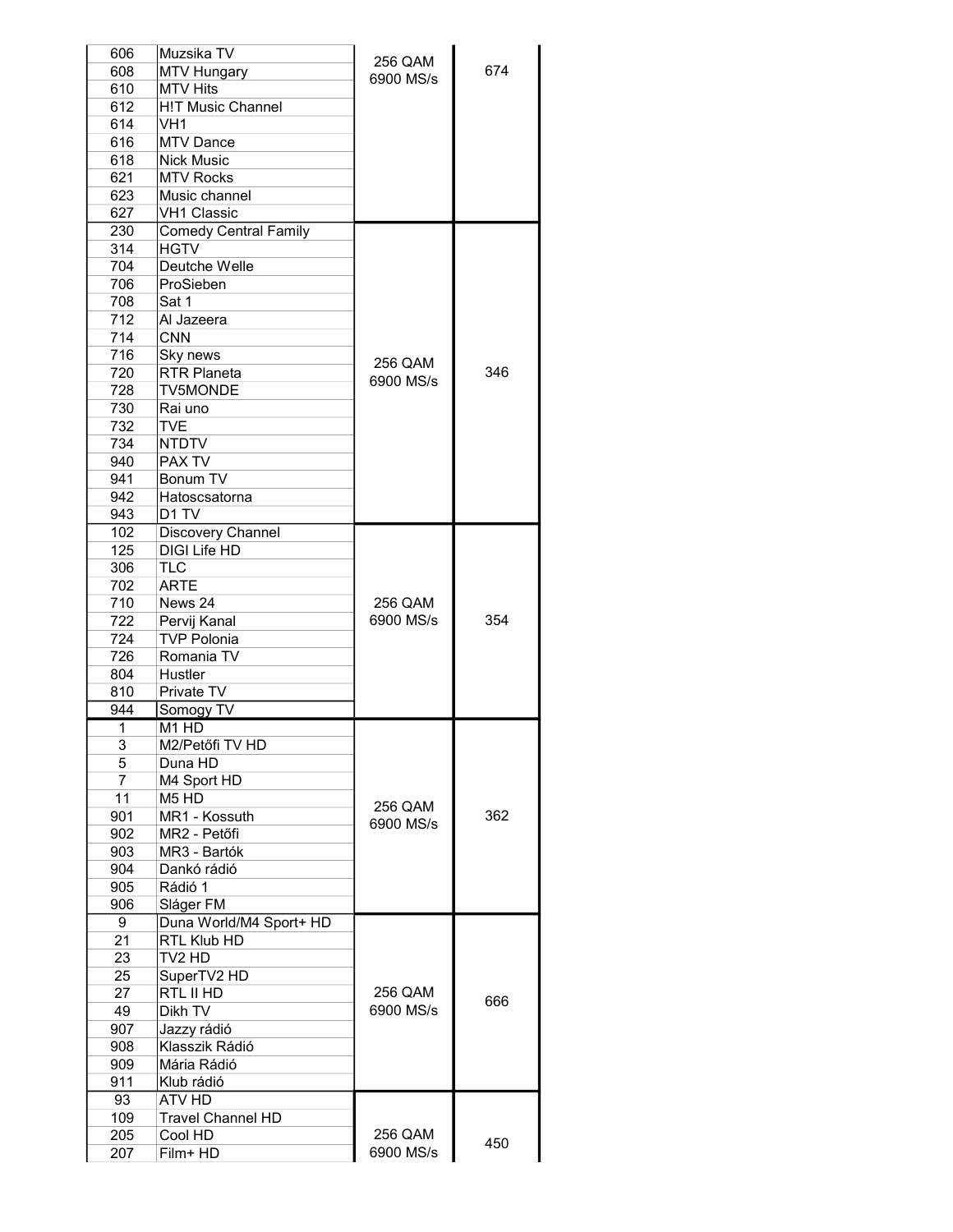| | | | |
|---|---|---|---|
| 606 | Muzsika TV | 256 QAM 6900 MS/s | 674 |
| 608 | MTV Hungary | | |
| 610 | MTV Hits | | |
| 612 | H!T Music Channel | | |
| 614 | VH1 | | |
| 616 | MTV Dance | | |
| 618 | Nick Music | | |
| 621 | MTV Rocks | | |
| 623 | Music channel | | |
| 627 | VH1 Classic | | |
| 230 | Comedy Central Family | 256 QAM 6900 MS/s | 346 |
| 314 | HGTV | | |
| 704 | Deutche Welle | | |
| 706 | ProSieben | | |
| 708 | Sat 1 | | |
| 712 | Al Jazeera | | |
| 714 | CNN | | |
| 716 | Sky news | | |
| 720 | RTR Planeta | | |
| 728 | TV5MONDE | | |
| 730 | Rai uno | | |
| 732 | TVE | | |
| 734 | NTDTV | | |
| 940 | PAX TV | | |
| 941 | Bonum TV | | |
| 942 | Hatoscsatorna | | |
| 943 | D1 TV | | |
| 102 | Discovery Channel | 256 QAM 6900 MS/s | 354 |
| 125 | DIGI Life HD | | |
| 306 | TLC | | |
| 702 | ARTE | | |
| 710 | News 24 | | |
| 722 | Pervij Kanal | | |
| 724 | TVP Polonia | | |
| 726 | Romania TV | | |
| 804 | Hustler | | |
| 810 | Private TV | | |
| 944 | Somogy TV | | |
| 1 | M1 HD | 256 QAM 6900 MS/s | 362 |
| 3 | M2/Petőfi TV HD | | |
| 5 | Duna HD | | |
| 7 | M4 Sport HD | | |
| 11 | M5 HD | | |
| 901 | MR1 - Kossuth | | |
| 902 | MR2 - Petőfi | | |
| 903 | MR3 - Bartók | | |
| 904 | Dankó rádió | | |
| 905 | Rádió 1 | | |
| 906 | Sláger FM | | |
| 9 | Duna World/M4 Sport+ HD | 256 QAM 6900 MS/s | 666 |
| 21 | RTL Klub HD | | |
| 23 | TV2 HD | | |
| 25 | SuperTV2 HD | | |
| 27 | RTL II HD | | |
| 49 | Dikh TV | | |
| 907 | Jazzy rádió | | |
| 908 | Klasszik Rádió | | |
| 909 | Mária Rádió | | |
| 911 | Klub rádió | | |
| 93 | ATV HD | 256 QAM 6900 MS/s | 450 |
| 109 | Travel Channel HD | | |
| 205 | Cool HD | | |
| 207 | Film+ HD | | |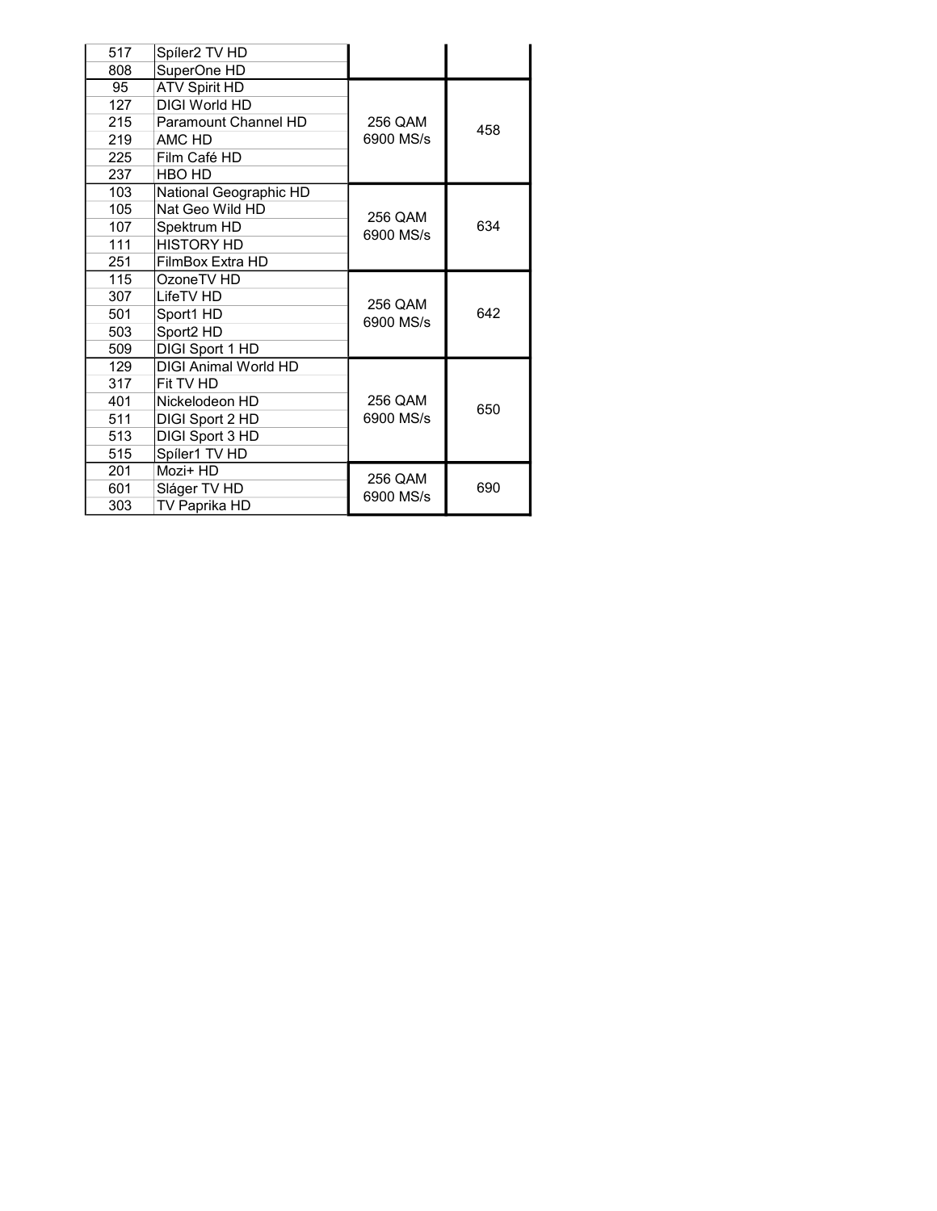| | | | |
|---|---|---|---|
| 517 | Spíler2 TV HD | | |
| 808 | SuperOne HD | | |
| 95 | ATV Spirit HD | 256 QAM 6900 MS/s | 458 |
| 127 | DIGI World HD | | |
| 215 | Paramount Channel HD | | |
| 219 | AMC HD | | |
| 225 | Film Café HD | | |
| 237 | HBO HD | | |
| 103 | National Geographic HD | 256 QAM 6900 MS/s | 634 |
| 105 | Nat Geo Wild HD | | |
| 107 | Spektrum HD | | |
| 111 | HISTORY HD | | |
| 251 | FilmBox Extra HD | | |
| 115 | OzoneTV HD | 256 QAM 6900 MS/s | 642 |
| 307 | LifeTV HD | | |
| 501 | Sport1 HD | | |
| 503 | Sport2 HD | | |
| 509 | DIGI Sport 1 HD | | |
| 129 | DIGI Animal World HD | 256 QAM 6900 MS/s | 650 |
| 317 | Fit TV HD | | |
| 401 | Nickelodeon HD | | |
| 511 | DIGI Sport 2 HD | | |
| 513 | DIGI Sport 3 HD | | |
| 515 | Spíler1 TV HD | | |
| 201 | Mozi+ HD | 256 QAM 6900 MS/s | 690 |
| 601 | Sláger TV HD | | |
| 303 | TV Paprika HD | | |